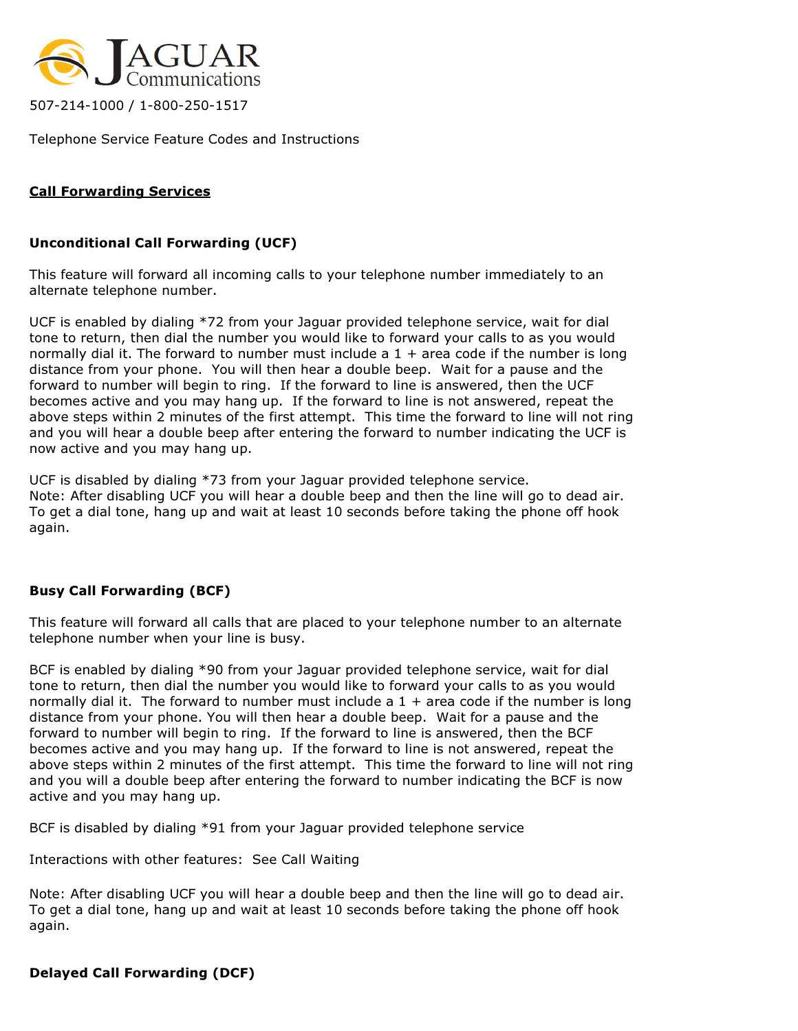# JAGUAR Communications

507-214-1000 / 1-800-250-1517

Telephone Service Feature Codes and Instructions

## Call Forwarding Services

### Unconditional Call Forwarding (UCF)

This feature will forward all incoming calls to your telephone number immediately to an alternate telephone number.

UCF is enabled by dialing *72 from your Jaguar provided telephone service, wait for dial tone to return, then dial the number you would like to forward your calls to as you would normally dial it. The forward to number must include a 1 + area code if the number is long distance from your phone. You will then hear a double beep. Wait for a pause and the forward to number will begin to ring. If the forward to line is answered, then the UCF becomes active and you may hang up. If the forward to line is not answered, repeat the above steps within 2 minutes of the first attempt. This time the forward to line will not ring and you will hear a double beep after entering the forward to number indicating the UCF is now active and you may hang up.

UCF is disabled by dialing *73 from your Jaguar provided telephone service.
Note: After disabling UCF you will hear a double beep and then the line will go to dead air. To get a dial tone, hang up and wait at least 10 seconds before taking the phone off hook again.

### Busy Call Forwarding (BCF)

This feature will forward all calls that are placed to your telephone number to an alternate telephone number when your line is busy.

BCF is enabled by dialing *90 from your Jaguar provided telephone service, wait for dial tone to return, then dial the number you would like to forward your calls to as you would normally dial it. The forward to number must include a 1 + area code if the number is long distance from your phone. You will then hear a double beep. Wait for a pause and the forward to number will begin to ring. If the forward to line is answered, then the BCF becomes active and you may hang up. If the forward to line is not answered, repeat the above steps within 2 minutes of the first attempt. This time the forward to line will not ring and you will a double beep after entering the forward to number indicating the BCF is now active and you may hang up.

BCF is disabled by dialing *91 from your Jaguar provided telephone service

Interactions with other features: See Call Waiting

Note: After disabling UCF you will hear a double beep and then the line will go to dead air. To get a dial tone, hang up and wait at least 10 seconds before taking the phone off hook again.

### Delayed Call Forwarding (DCF)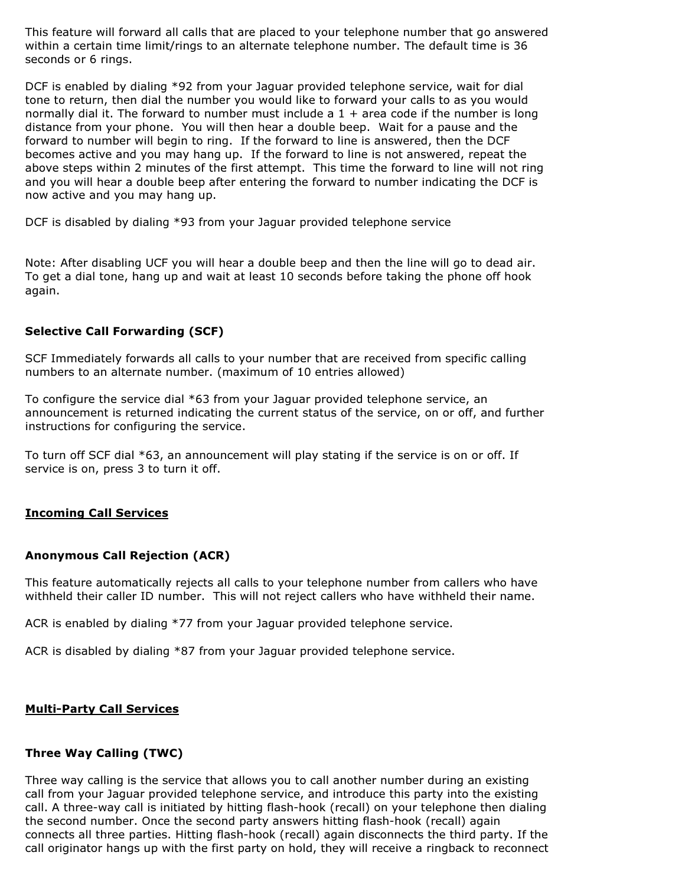This feature will forward all calls that are placed to your telephone number that go answered within a certain time limit/rings to an alternate telephone number. The default time is 36 seconds or 6 rings.

DCF is enabled by dialing *92 from your Jaguar provided telephone service, wait for dial tone to return, then dial the number you would like to forward your calls to as you would normally dial it. The forward to number must include a 1 + area code if the number is long distance from your phone. You will then hear a double beep. Wait for a pause and the forward to number will begin to ring. If the forward to line is answered, then the DCF becomes active and you may hang up. If the forward to line is not answered, repeat the above steps within 2 minutes of the first attempt. This time the forward to line will not ring and you will hear a double beep after entering the forward to number indicating the DCF is now active and you may hang up.

DCF is disabled by dialing *93 from your Jaguar provided telephone service

Note: After disabling UCF you will hear a double beep and then the line will go to dead air. To get a dial tone, hang up and wait at least 10 seconds before taking the phone off hook again.

### Selective Call Forwarding (SCF)

SCF Immediately forwards all calls to your number that are received from specific calling numbers to an alternate number. (maximum of 10 entries allowed)

To configure the service dial *63 from your Jaguar provided telephone service, an announcement is returned indicating the current status of the service, on or off, and further instructions for configuring the service.

To turn off SCF dial *63, an announcement will play stating if the service is on or off. If service is on, press 3 to turn it off.

## Incoming Call Services

### Anonymous Call Rejection (ACR)

This feature automatically rejects all calls to your telephone number from callers who have withheld their caller ID number. This will not reject callers who have withheld their name.

ACR is enabled by dialing *77 from your Jaguar provided telephone service.

ACR is disabled by dialing *87 from your Jaguar provided telephone service.

## Multi-Party Call Services

### Three Way Calling (TWC)

Three way calling is the service that allows you to call another number during an existing call from your Jaguar provided telephone service, and introduce this party into the existing call. A three-way call is initiated by hitting flash-hook (recall) on your telephone then dialing the second number. Once the second party answers hitting flash-hook (recall) again connects all three parties. Hitting flash-hook (recall) again disconnects the third party. If the call originator hangs up with the first party on hold, they will receive a ringback to reconnect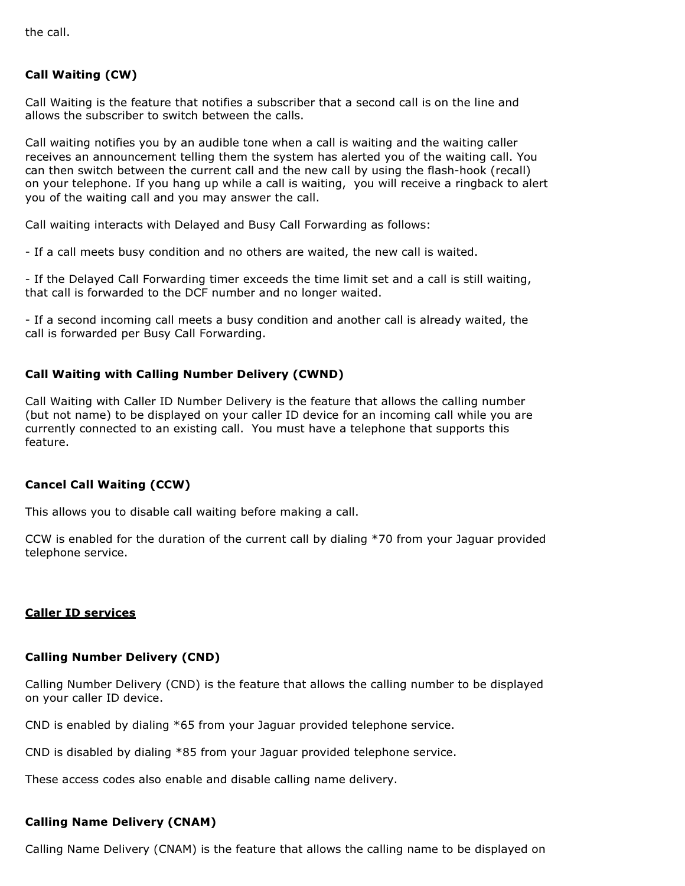the call.

**Call Waiting (CW)**

Call Waiting is the feature that notifies a subscriber that a second call is on the line and allows the subscriber to switch between the calls.

Call waiting notifies you by an audible tone when a call is waiting and the waiting caller receives an announcement telling them the system has alerted you of the waiting call. You can then switch between the current call and the new call by using the flash-hook (recall) on your telephone. If you hang up while a call is waiting, you will receive a ringback to alert you of the waiting call and you may answer the call.

Call waiting interacts with Delayed and Busy Call Forwarding as follows:

- If a call meets busy condition and no others are waited, the new call is waited.

- If the Delayed Call Forwarding timer exceeds the time limit set and a call is still waiting, that call is forwarded to the DCF number and no longer waited.

- If a second incoming call meets a busy condition and another call is already waited, the call is forwarded per Busy Call Forwarding.

**Call Waiting with Calling Number Delivery (CWND)**

Call Waiting with Caller ID Number Delivery is the feature that allows the calling number (but not name) to be displayed on your caller ID device for an incoming call while you are currently connected to an existing call. You must have a telephone that supports this feature.

**Cancel Call Waiting (CCW)**

This allows you to disable call waiting before making a call.

CCW is enabled for the duration of the current call by dialing *70 from your Jaguar provided telephone service.

**<u>Caller ID services</u>**

**Calling Number Delivery (CND)**

Calling Number Delivery (CND) is the feature that allows the calling number to be displayed on your caller ID device.

CND is enabled by dialing *65 from your Jaguar provided telephone service.

CND is disabled by dialing *85 from your Jaguar provided telephone service.

These access codes also enable and disable calling name delivery.

**Calling Name Delivery (CNAM)**

Calling Name Delivery (CNAM) is the feature that allows the calling name to be displayed on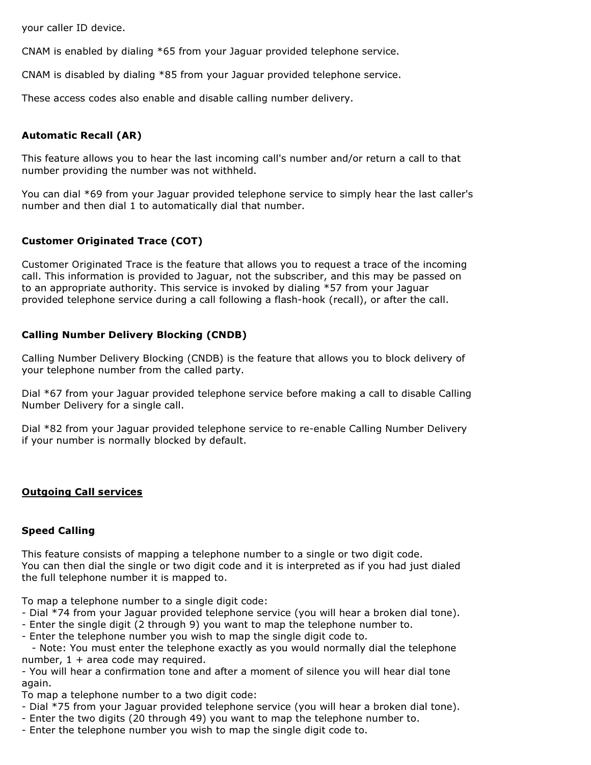your caller ID device.

CNAM is enabled by dialing *65 from your Jaguar provided telephone service.

CNAM is disabled by dialing *85 from your Jaguar provided telephone service.

These access codes also enable and disable calling number delivery.

### Automatic Recall (AR)

This feature allows you to hear the last incoming call's number and/or return a call to that number providing the number was not withheld.

You can dial *69 from your Jaguar provided telephone service to simply hear the last caller's number and then dial 1 to automatically dial that number.

### Customer Originated Trace (COT)

Customer Originated Trace is the feature that allows you to request a trace of the incoming call. This information is provided to Jaguar, not the subscriber, and this may be passed on to an appropriate authority. This service is invoked by dialing *57 from your Jaguar provided telephone service during a call following a flash-hook (recall), or after the call.

### Calling Number Delivery Blocking (CNDB)

Calling Number Delivery Blocking (CNDB) is the feature that allows you to block delivery of your telephone number from the called party.

Dial *67 from your Jaguar provided telephone service before making a call to disable Calling Number Delivery for a single call.

Dial *82 from your Jaguar provided telephone service to re-enable Calling Number Delivery if your number is normally blocked by default.

## Outgoing Call services

### Speed Calling

This feature consists of mapping a telephone number to a single or two digit code.
You can then dial the single or two digit code and it is interpreted as if you had just dialed the full telephone number it is mapped to.

To map a telephone number to a single digit code:
- Dial *74 from your Jaguar provided telephone service (you will hear a broken dial tone).
- Enter the single digit (2 through 9) you want to map the telephone number to.
- Enter the telephone number you wish to map the single digit code to.
  - Note: You must enter the telephone exactly as you would normally dial the telephone number, 1 + area code may required.
- You will hear a confirmation tone and after a moment of silence you will hear dial tone again.

To map a telephone number to a two digit code:
- Dial *75 from your Jaguar provided telephone service (you will hear a broken dial tone).
- Enter the two digits (20 through 49) you want to map the telephone number to.
- Enter the telephone number you wish to map the single digit code to.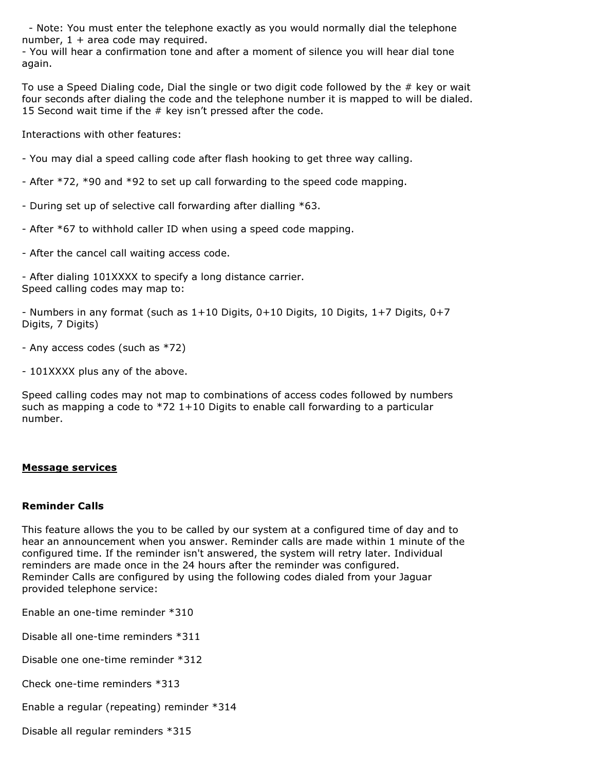- Note: You must enter the telephone exactly as you would normally dial the telephone number, 1 + area code may required.
- You will hear a confirmation tone and after a moment of silence you will hear dial tone again.

To use a Speed Dialing code, Dial the single or two digit code followed by the # key or wait four seconds after dialing the code and the telephone number it is mapped to will be dialed. 15 Second wait time if the # key isn’t pressed after the code.

Interactions with other features:

- You may dial a speed calling code after flash hooking to get three way calling.

- After *72, *90 and *92 to set up call forwarding to the speed code mapping.

- During set up of selective call forwarding after dialling *63.

- After *67 to withhold caller ID when using a speed code mapping.

- After the cancel call waiting access code.

- After dialing 101XXXX to specify a long distance carrier.

Speed calling codes may map to:

- Numbers in any format (such as 1+10 Digits, 0+10 Digits, 10 Digits, 1+7 Digits, 0+7 Digits, 7 Digits)

- Any access codes (such as *72)

- 101XXXX plus any of the above.

Speed calling codes may not map to combinations of access codes followed by numbers such as mapping a code to *72 1+10 Digits to enable call forwarding to a particular number.

## <u>Message services</u>

### Reminder Calls

This feature allows the you to be called by our system at a configured time of day and to hear an announcement when you answer. Reminder calls are made within 1 minute of the configured time. If the reminder isn't answered, the system will retry later. Individual reminders are made once in the 24 hours after the reminder was configured.
Reminder Calls are configured by using the following codes dialed from your Jaguar provided telephone service:

Enable an one-time reminder *310

Disable all one-time reminders *311

Disable one one-time reminder *312

Check one-time reminders *313

Enable a regular (repeating) reminder *314

Disable all regular reminders *315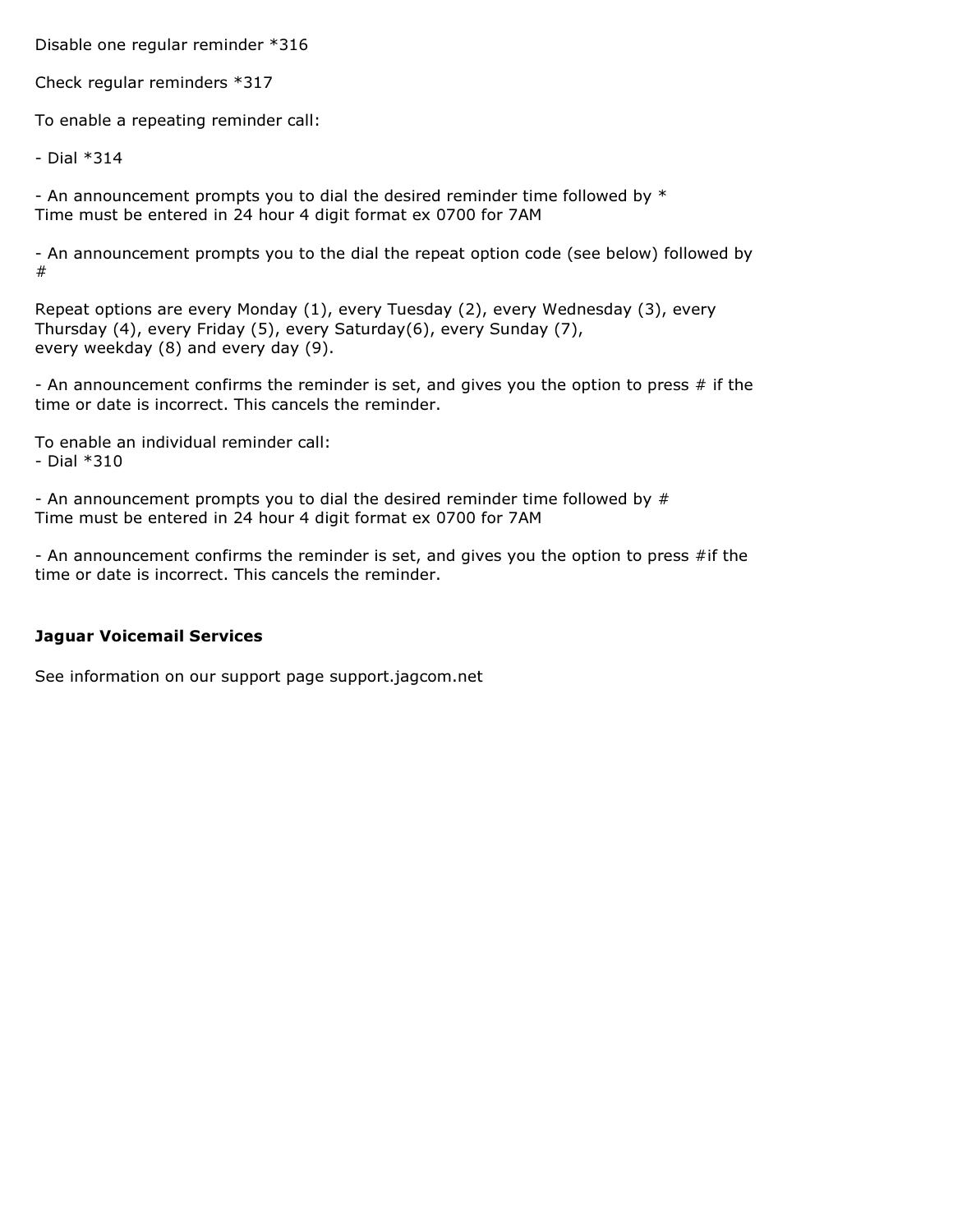Disable one regular reminder *316

Check regular reminders *317

To enable a repeating reminder call:

- Dial *314

- An announcement prompts you to dial the desired reminder time followed by *
Time must be entered in 24 hour 4 digit format ex 0700 for 7AM

- An announcement prompts you to the dial the repeat option code (see below) followed by #

Repeat options are every Monday (1), every Tuesday (2), every Wednesday (3), every Thursday (4), every Friday (5), every Saturday(6), every Sunday (7), every weekday (8) and every day (9).

- An announcement confirms the reminder is set, and gives you the option to press # if the time or date is incorrect. This cancels the reminder.

To enable an individual reminder call:
- Dial *310

- An announcement prompts you to dial the desired reminder time followed by #
Time must be entered in 24 hour 4 digit format ex 0700 for 7AM

- An announcement confirms the reminder is set, and gives you the option to press #if the time or date is incorrect. This cancels the reminder.

**Jaguar Voicemail Services**

See information on our support page support.jagcom.net